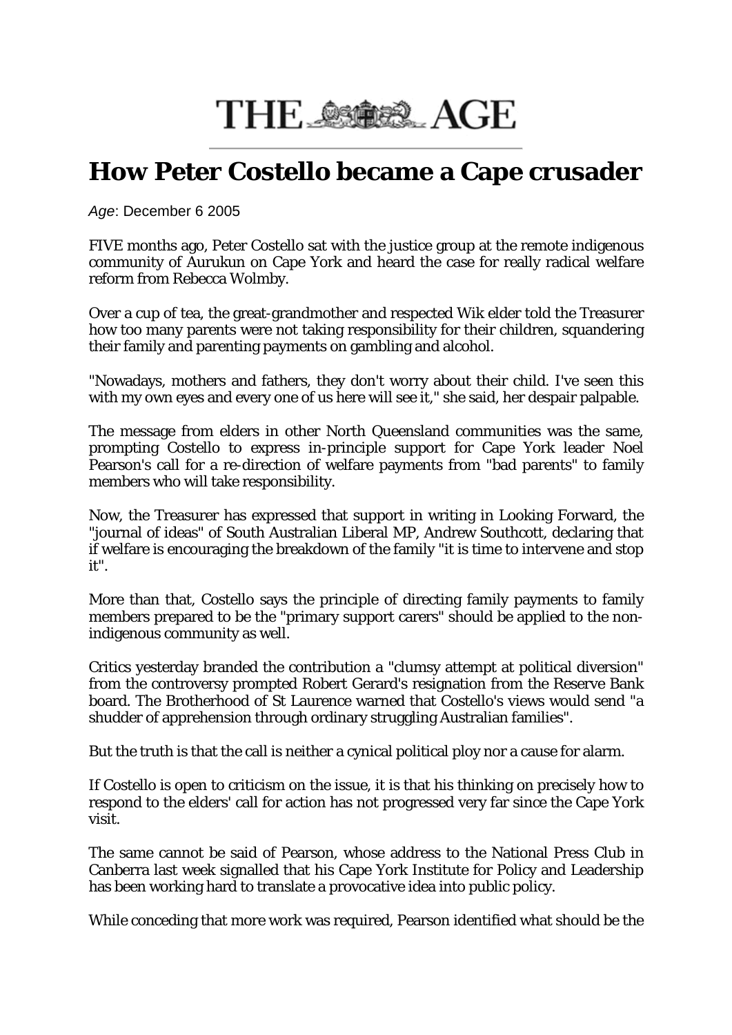# THE AGE

## How Peter Costello became a Cape crusader

*Age*: December 6 2005

FIVE months ago, Peter Costello sat with the justice group at the remote indigenous community of Aurukun on Cape York and heard the case for really radical welfare reform from Rebecca Wolmby.

Over a cup of tea, the great-grandmother and respected Wik elder told the Treasurer how too many parents were not taking responsibility for their children, squandering their family and parenting payments on gambling and alcohol.

"Nowadays, mothers and fathers, they don't worry about their child. I've seen this with my own eyes and every one of us here will see it," she said, her despair palpable.

The message from elders in other North Queensland communities was the same, prompting Costello to express in-principle support for Cape York leader Noel Pearson's call for a re-direction of welfare payments from "bad parents" to family members who will take responsibility.

Now, the Treasurer has expressed that support in writing in Looking Forward, the "journal of ideas" of South Australian Liberal MP, Andrew Southcott, declaring that if welfare is encouraging the breakdown of the family "it is time to intervene and stop it".

More than that, Costello says the principle of directing family payments to family members prepared to be the "primary support carers" should be applied to the non-indigenous community as well.

Critics yesterday branded the contribution a "clumsy attempt at political diversion" from the controversy prompted Robert Gerard's resignation from the Reserve Bank board. The Brotherhood of St Laurence warned that Costello's views would send "a shudder of apprehension through ordinary struggling Australian families".

But the truth is that the call is neither a cynical political ploy nor a cause for alarm.

If Costello is open to criticism on the issue, it is that his thinking on precisely how to respond to the elders' call for action has not progressed very far since the Cape York visit.

The same cannot be said of Pearson, whose address to the National Press Club in Canberra last week signalled that his Cape York Institute for Policy and Leadership has been working hard to translate a provocative idea into public policy.

While conceding that more work was required, Pearson identified what should be the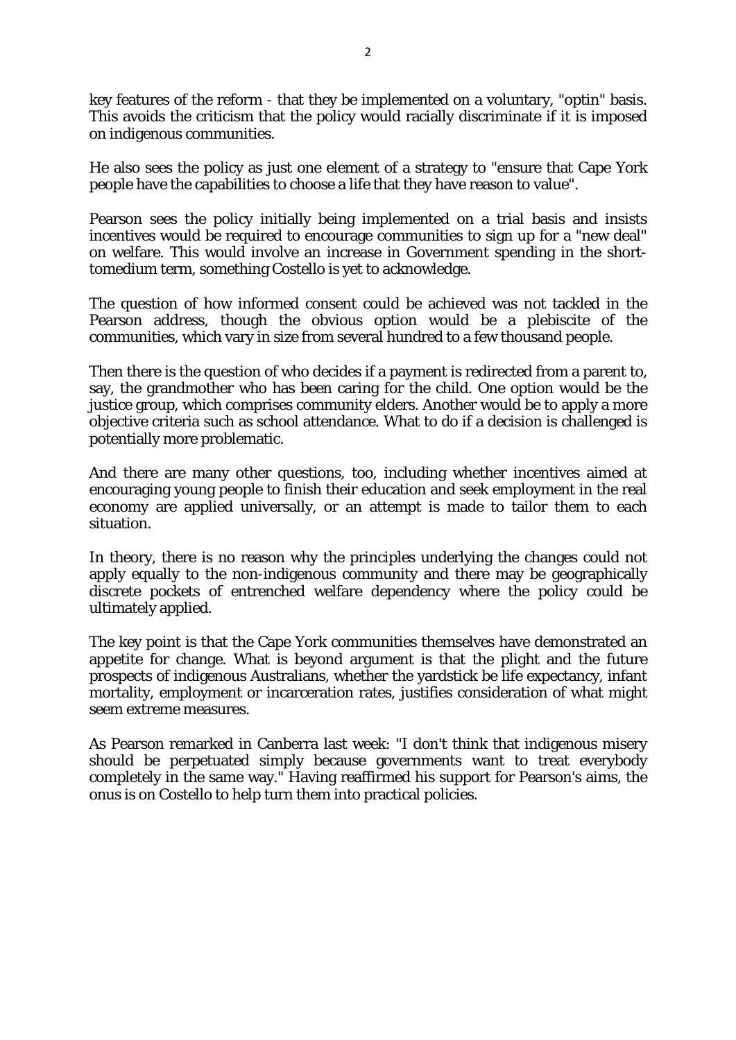key features of the reform - that they be implemented on a voluntary, "optin" basis. This avoids the criticism that the policy would racially discriminate if it is imposed on indigenous communities.

He also sees the policy as just one element of a strategy to "ensure that Cape York people have the capabilities to choose a life that they have reason to value".

Pearson sees the policy initially being implemented on a trial basis and insists incentives would be required to encourage communities to sign up for a "new deal" on welfare. This would involve an increase in Government spending in the short-tomedium term, something Costello is yet to acknowledge.

The question of how informed consent could be achieved was not tackled in the Pearson address, though the obvious option would be a plebiscite of the communities, which vary in size from several hundred to a few thousand people.

Then there is the question of who decides if a payment is redirected from a parent to, say, the grandmother who has been caring for the child. One option would be the justice group, which comprises community elders. Another would be to apply a more objective criteria such as school attendance. What to do if a decision is challenged is potentially more problematic.

And there are many other questions, too, including whether incentives aimed at encouraging young people to finish their education and seek employment in the real economy are applied universally, or an attempt is made to tailor them to each situation.

In theory, there is no reason why the principles underlying the changes could not apply equally to the non-indigenous community and there may be geographically discrete pockets of entrenched welfare dependency where the policy could be ultimately applied.

The key point is that the Cape York communities themselves have demonstrated an appetite for change. What is beyond argument is that the plight and the future prospects of indigenous Australians, whether the yardstick be life expectancy, infant mortality, employment or incarceration rates, justifies consideration of what might seem extreme measures.

As Pearson remarked in Canberra last week: "I don't think that indigenous misery should be perpetuated simply because governments want to treat everybody completely in the same way." Having reaffirmed his support for Pearson's aims, the onus is on Costello to help turn them into practical policies.